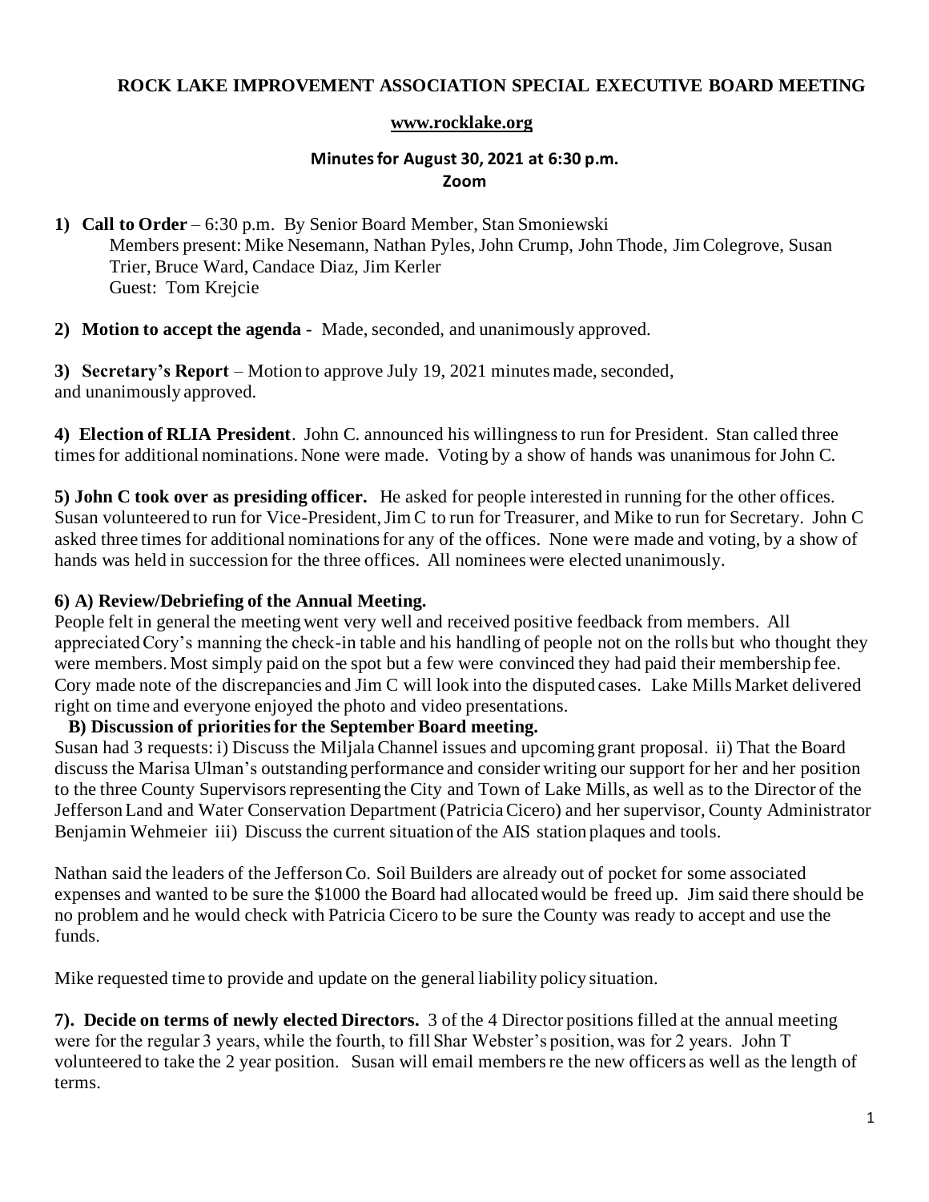**ROCK LAKE IMPROVEMENT ASSOCIATION SPECIAL EXECUTIVE BOARD MEETING**

**www.rocklake.org**

**Minutes for August 30, 2021 at 6:30 p.m.**
**Zoom**

**1) Call to Order** – 6:30 p.m. By Senior Board Member, Stan Smoniewski
Members present: Mike Nesemann, Nathan Pyles, John Crump, John Thode, Jim Colegrove, Susan Trier, Bruce Ward, Candace Diaz, Jim Kerler
Guest: Tom Krejcie

**2) Motion to accept the agenda** - Made, seconded, and unanimously approved.

**3) Secretary's Report** – Motion to approve July 19, 2021 minutes made, seconded, and unanimously approved.

**4) Election of RLIA President**. John C. announced his willingness to run for President. Stan called three times for additional nominations. None were made. Voting by a show of hands was unanimous for John C.

**5) John C took over as presiding officer.** He asked for people interested in running for the other offices. Susan volunteered to run for Vice-President, Jim C to run for Treasurer, and Mike to run for Secretary. John C asked three times for additional nominations for any of the offices. None were made and voting, by a show of hands was held in succession for the three offices. All nominees were elected unanimously.

**6) A) Review/Debriefing of the Annual Meeting.**

People felt in general the meeting went very well and received positive feedback from members. All appreciated Cory's manning the check-in table and his handling of people not on the rolls but who thought they were members. Most simply paid on the spot but a few were convinced they had paid their membership fee. Cory made note of the discrepancies and Jim C will look into the disputed cases. Lake Mills Market delivered right on time and everyone enjoyed the photo and video presentations.

**B) Discussion of priorities for the September Board meeting.**

Susan had 3 requests: i) Discuss the Miljala Channel issues and upcoming grant proposal. ii) That the Board discuss the Marisa Ulman's outstanding performance and consider writing our support for her and her position to the three County Supervisors representing the City and Town of Lake Mills, as well as to the Director of the Jefferson Land and Water Conservation Department (Patricia Cicero) and her supervisor, County Administrator Benjamin Wehmeier iii) Discuss the current situation of the AIS station plaques and tools.

Nathan said the leaders of the Jefferson Co. Soil Builders are already out of pocket for some associated expenses and wanted to be sure the $1000 the Board had allocated would be freed up. Jim said there should be no problem and he would check with Patricia Cicero to be sure the County was ready to accept and use the funds.

Mike requested time to provide and update on the general liability policy situation.

**7). Decide on terms of newly elected Directors.** 3 of the 4 Director positions filled at the annual meeting were for the regular 3 years, while the fourth, to fill Shar Webster's position, was for 2 years. John T volunteered to take the 2 year position. Susan will email members re the new officers as well as the length of terms.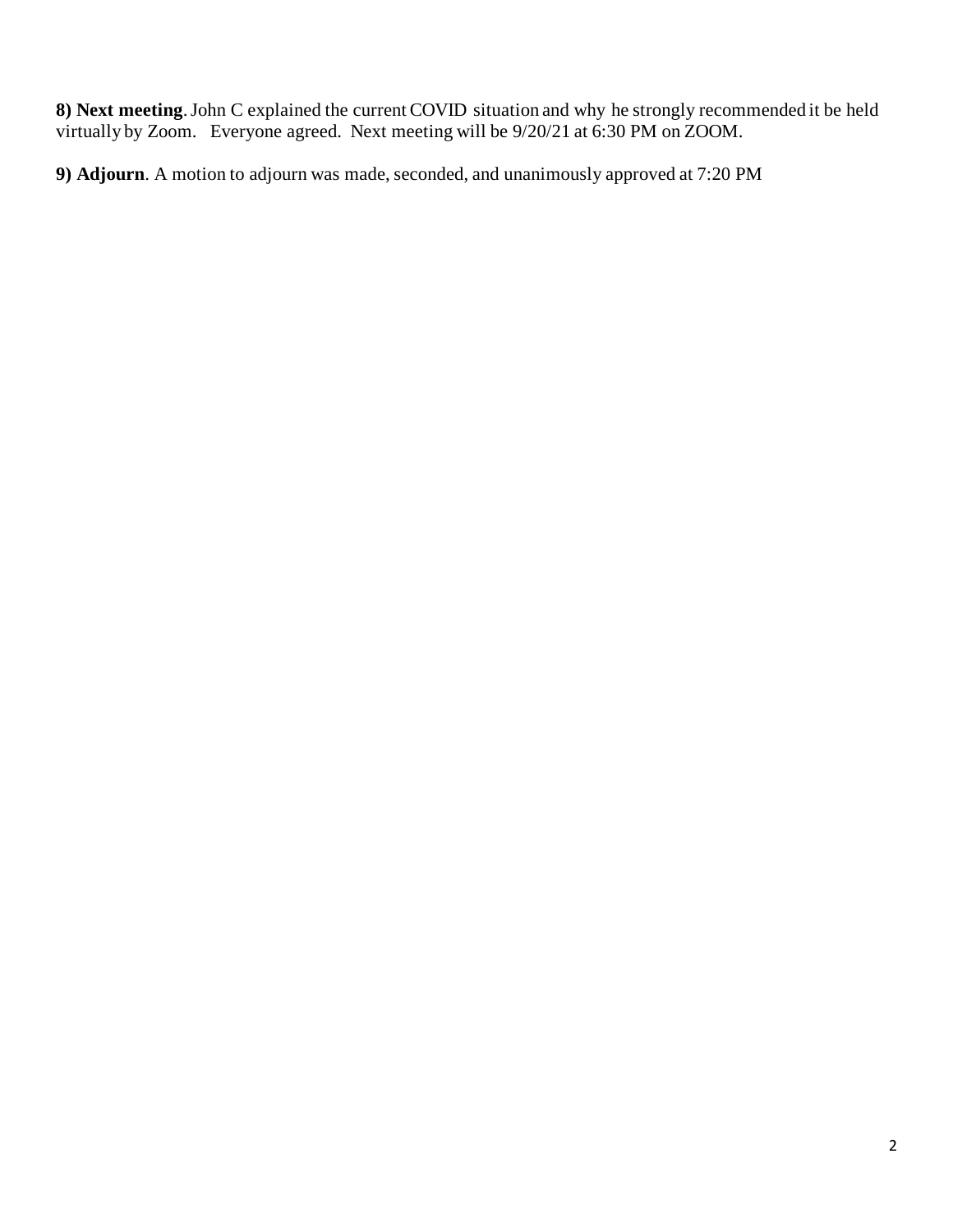**8) Next meeting**. John C explained the current COVID situation and why he strongly recommended it be held virtually by Zoom. Everyone agreed. Next meeting will be 9/20/21 at 6:30 PM on ZOOM.

**9) Adjourn**. A motion to adjourn was made, seconded, and unanimously approved at 7:20 PM